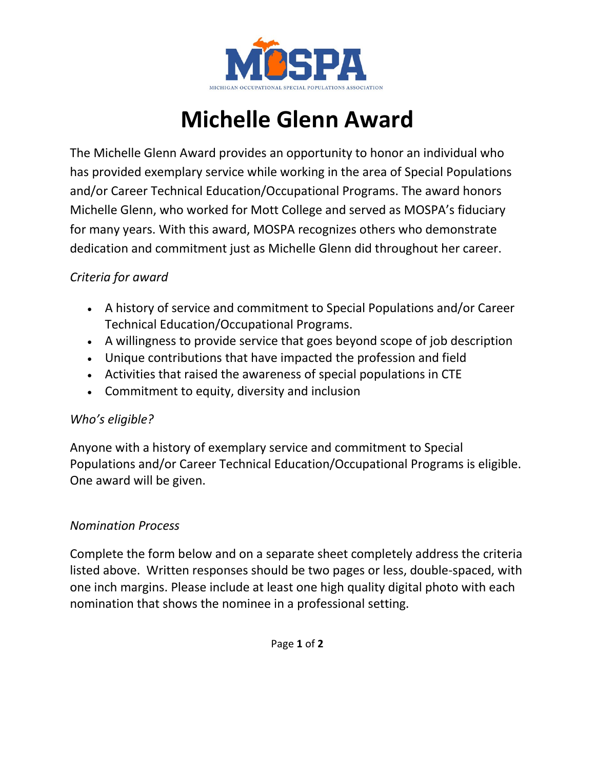MOSPA

MICHIGAN OCCUPATIONAL SPECIAL POPULATIONS ASSOCIATION

# Michelle Glenn Award

The Michelle Glenn Award provides an opportunity to honor an individual who has provided exemplary service while working in the area of Special Populations and/or Career Technical Education/Occupational Programs. The award honors Michelle Glenn, who worked for Mott College and served as MOSPA's fiduciary for many years. With this award, MOSPA recognizes others who demonstrate dedication and commitment just as Michelle Glenn did throughout her career.

*Criteria for award*

- A history of service and commitment to Special Populations and/or Career Technical Education/Occupational Programs.
- A willingness to provide service that goes beyond scope of job description
- Unique contributions that have impacted the profession and field
- Activities that raised the awareness of special populations in CTE
- Commitment to equity, diversity and inclusion

*Who's eligible?*

Anyone with a history of exemplary service and commitment to Special Populations and/or Career Technical Education/Occupational Programs is eligible. One award will be given.

*Nomination Process*

Complete the form below and on a separate sheet completely address the criteria listed above. Written responses should be two pages or less, double-spaced, with one inch margins. Please include at least one high quality digital photo with each nomination that shows the nominee in a professional setting.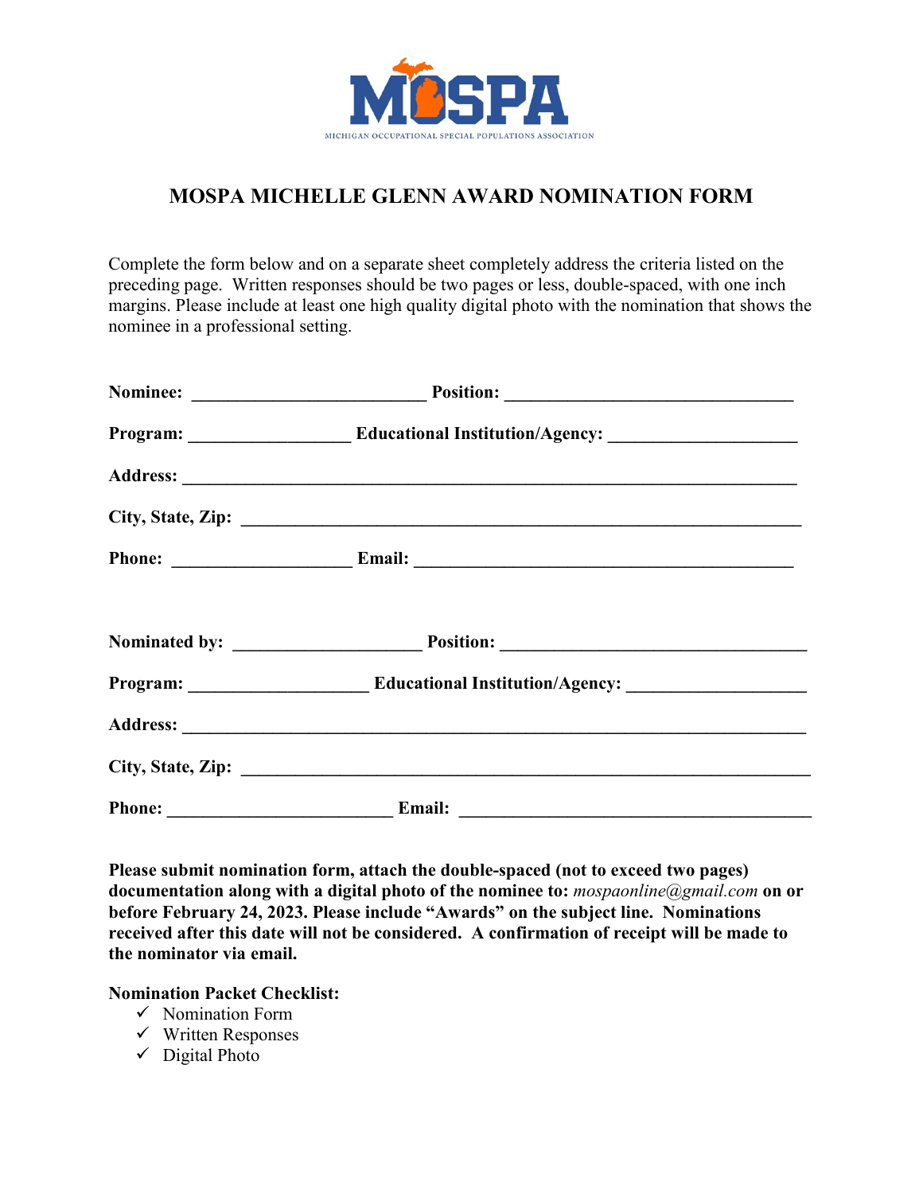MOSPA

MICHIGAN OCCUPATIONAL SPECIAL POPULATIONS ASSOCIATION

# MOSPA MICHELLE GLENN AWARD NOMINATION FORM

Complete the form below and on a separate sheet completely address the criteria listed on the preceding page. Written responses should be two pages or less, double-spaced, with one inch margins. Please include at least one high quality digital photo with the nomination that shows the nominee in a professional setting.

**Nominee:** _________________________ **Position:** _______________________________

**Program:** _________________ **Educational Institution/Agency:** ____________________

**Address:** _________________________________________________________________

**City, State, Zip:** ____________________________________________________________

**Phone:** ___________________ **Email:** ______________________________________

**Nominated by:** ____________________ **Position:** _________________________________

**Program:** ___________________ **Educational Institution/Agency:** ___________________

**Address:** __________________________________________________________________

**City, State, Zip:** _____________________________________________________________

**Phone:** ________________________ **Email:** _____________________________________

**Please submit nomination form, attach the double-spaced (not to exceed two pages) documentation along with a digital photo of the nominee to:** *mospaonline@gmail.com* **on or before February 24, 2023. Please include "Awards" on the subject line. Nominations received after this date will not be considered. A confirmation of receipt will be made to the nominator via email.**

**Nomination Packet Checklist:**

- ✓ Nomination Form
- ✓ Written Responses
- ✓ Digital Photo